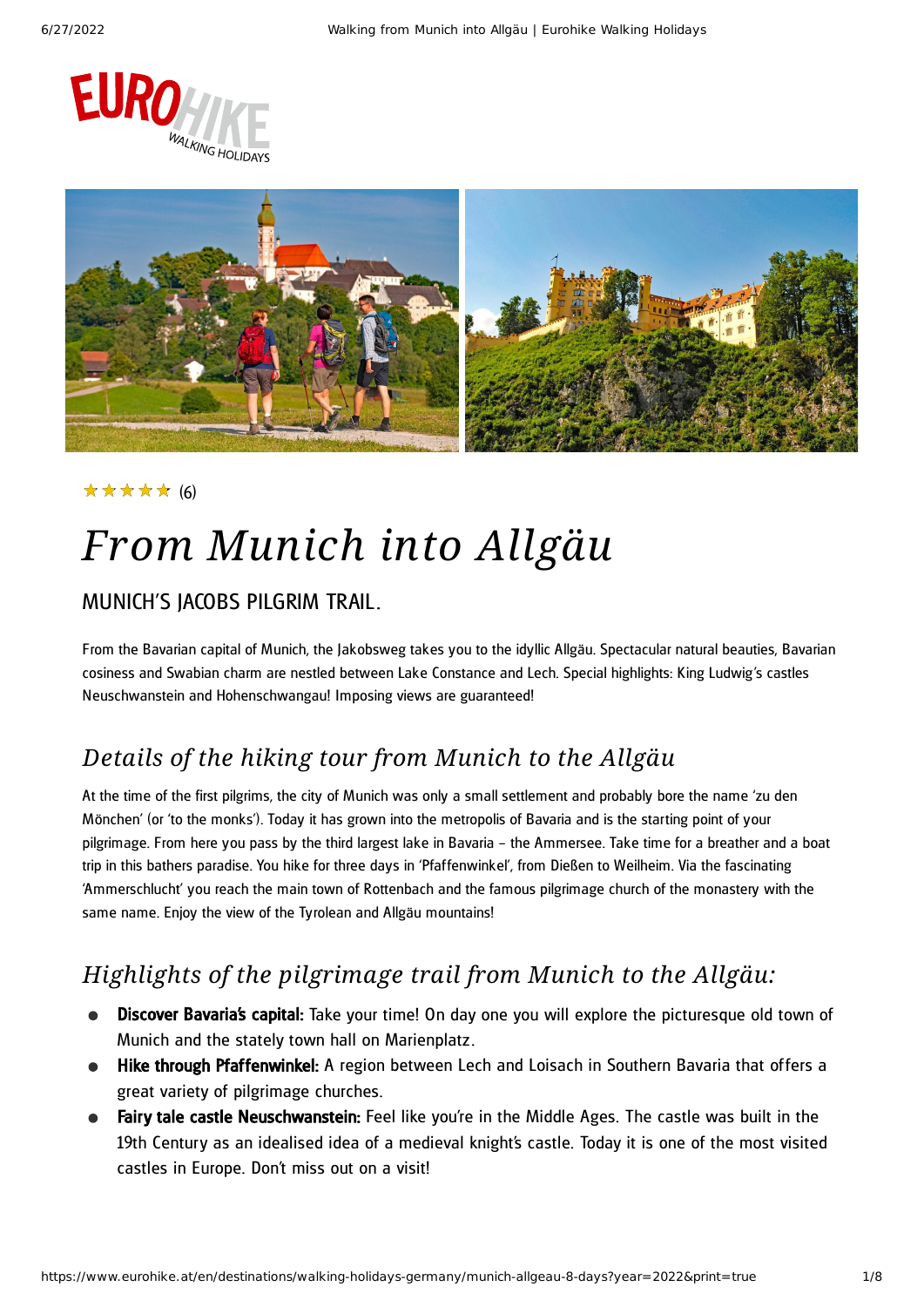★★★★★ (6)

# From Munich into Allgäu

## MUNICH'S JACOBS PILGRIM TRAIL.

From the Bavarian capital of Munich, the Jakobsweg takes you to the idyllic Allgäu. Spectacular natural beauties, Bavarian cosiness and Swabian charm are nestled between Lake Constance and Lech. Special highlights: King Ludwig's castles Neuschwanstein and Hohenschwangau! Imposing views are guaranteed!

## *Details of the hiking tour from Munich to the Allgäu*

At the time of the first pilgrims, the city of Munich was only a small settlement and probably bore the name 'zu den Mönchen' (or 'to the monks'). Today it has grown into the metropolis of Bavaria and is the starting point of your pilgrimage. From here you pass by the third largest lake in Bavaria – the Ammersee. Take time for a breather and a boat trip in this bathers paradise. You hike for three days in 'Pfaffenwinkel', from Dießen to Weilheim. Via the fascinating 'Ammerschlucht' you reach the main town of Rottenbach and the famous pilgrimage church of the monastery with the same name. Enjoy the view of the Tyrolean and Allgäu mountains!

## *Highlights of the pilgrimage trail from Munich to the Allgäu:*

- **Discover Bavaria's capital:** Take your time! On day one you will explore the picturesque old town of Munich and the stately town hall on Marienplatz.
- **Hike through Pfaffenwinkel:** A region between Lech and Loisach in Southern Bavaria that offers a great variety of pilgrimage churches.
- **Fairy tale castle Neuschwanstein:** Feel like you're in the Middle Ages. The castle was built in the 19th Century as an idealised idea of a medieval knight's castle. Today it is one of the most visited castles in Europe. Don't miss out on a visit!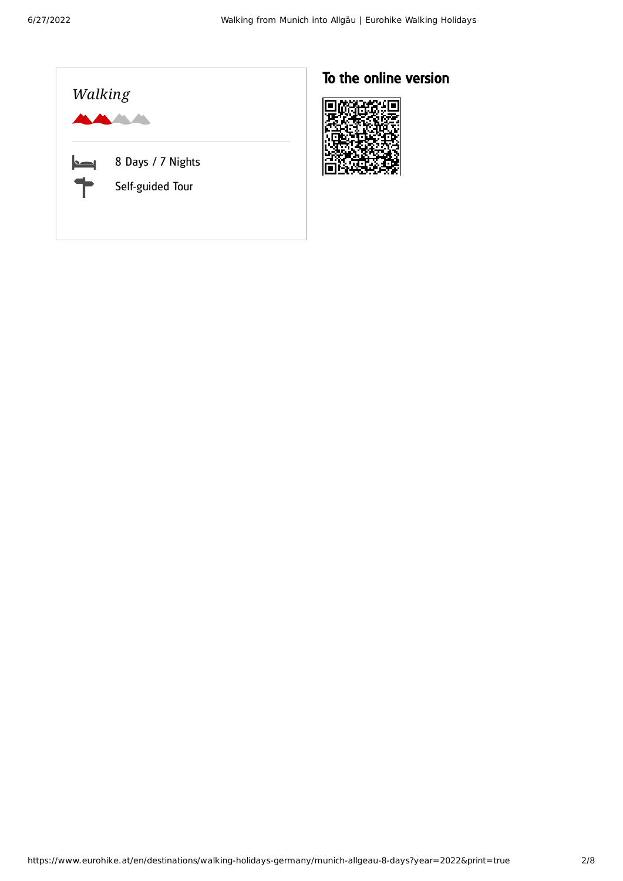*Walking*

8 Days / 7 Nights

Self-guided Tour

## To the online version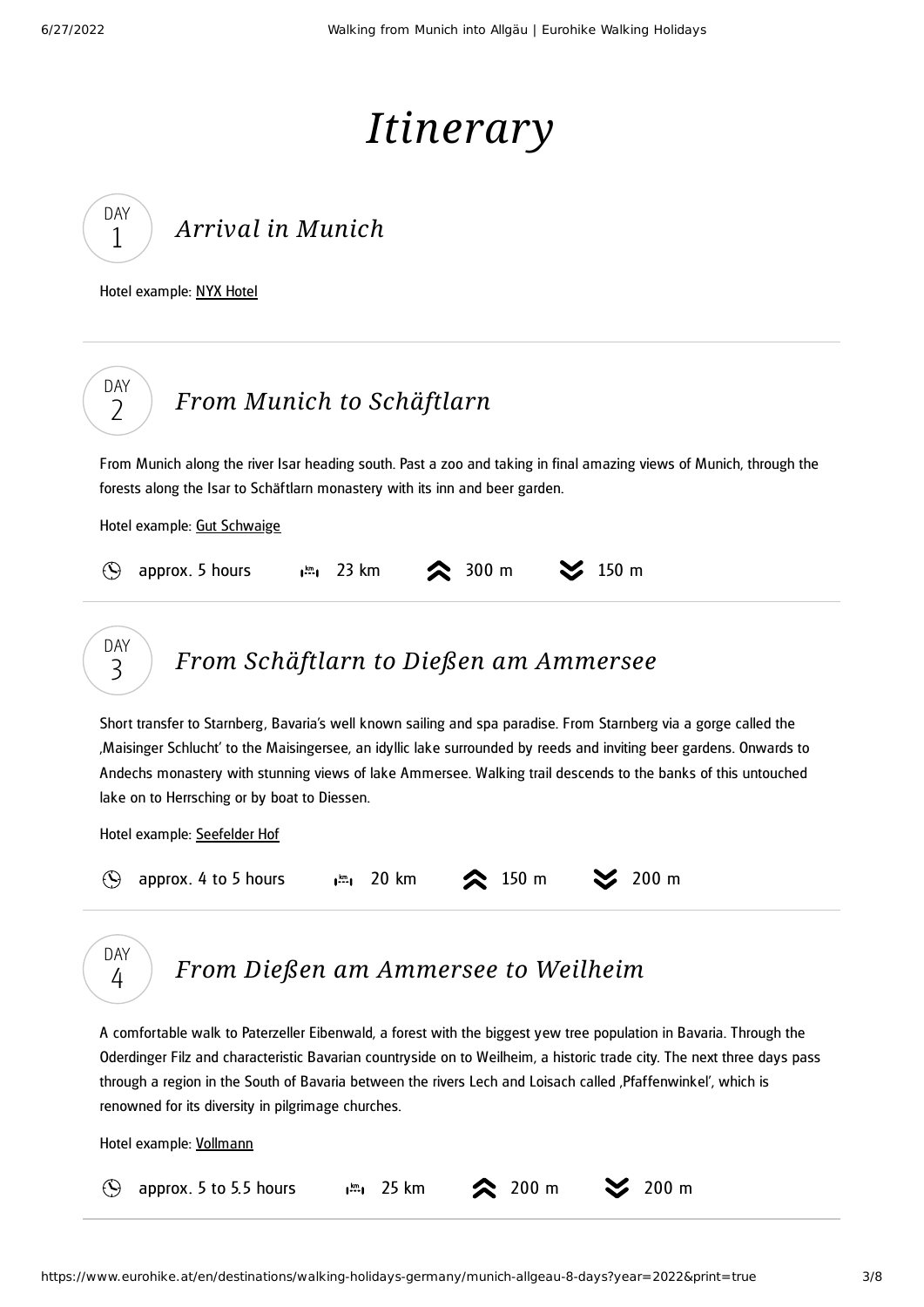# Itinerary

## DAY 1 — *Arrival in Munich*

Hotel example: NYX Hotel

---

## DAY 2 — *From Munich to Schäftlarn*

From Munich along the river Isar heading south. Past a zoo and taking in final amazing views of Munich, through the forests along the Isar to Schäftlarn monastery with its inn and beer garden.

Hotel example: Gut Schwaige

approx. 5 hours | 23 km | ascent 300 m | descent 150 m

---

## DAY 3 — *From Schäftlarn to Dießen am Ammersee*

Short transfer to Starnberg, Bavaria's well known sailing and spa paradise. From Starnberg via a gorge called the ‚Maisinger Schlucht' to the Maisingersee, an idyllic lake surrounded by reeds and inviting beer gardens. Onwards to Andechs monastery with stunning views of lake Ammersee. Walking trail descends to the banks of this untouched lake on to Herrsching or by boat to Diessen.

Hotel example: Seefelder Hof

approx. 4 to 5 hours | 20 km | ascent 150 m | descent 200 m

---

## DAY 4 — *From Dießen am Ammersee to Weilheim*

A comfortable walk to Paterzeller Eibenwald, a forest with the biggest yew tree population in Bavaria. Through the Oderdinger Filz and characteristic Bavarian countryside on to Weilheim, a historic trade city. The next three days pass through a region in the South of Bavaria between the rivers Lech and Loisach called ‚Pfaffenwinkel', which is renowned for its diversity in pilgrimage churches.

Hotel example: Vollmann

approx. 5 to 5.5 hours | 25 km | ascent 200 m | descent 200 m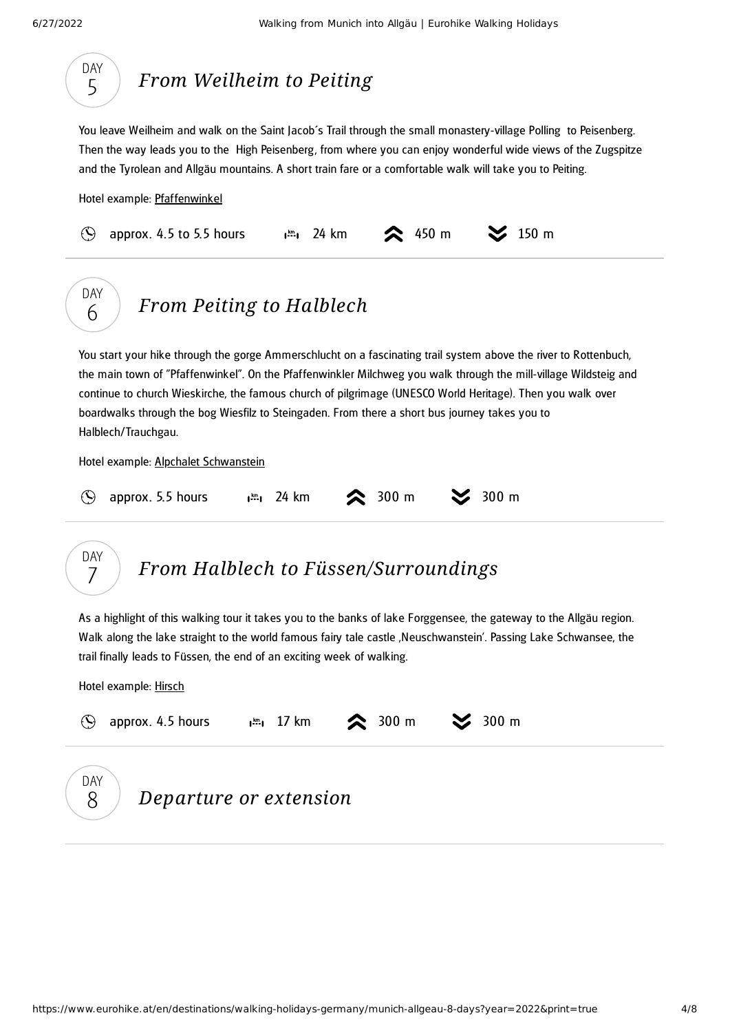## DAY 5 From Weilheim to Peiting

You leave Weilheim and walk on the Saint Jacob´s Trail through the small monastery-village Polling to Peisenberg. Then the way leads you to the High Peisenberg, from where you can enjoy wonderful wide views of the Zugspitze and the Tyrolean and Allgäu mountains. A short train fare or a comfortable walk will take you to Peiting.

Hotel example: Pfaffenwinkel

approx. 4.5 to 5.5 hours | 24 km | ascent 450 m | descent 150 m

## DAY 6 From Peiting to Halblech

You start your hike through the gorge Ammerschlucht on a fascinating trail system above the river to Rottenbuch, the main town of "Pfaffenwinkel". On the Pfaffenwinkler Milchweg you walk through the mill-village Wildsteig and continue to church Wieskirche, the famous church of pilgrimage (UNESCO World Heritage). Then you walk over boardwalks through the bog Wiesfilz to Steingaden. From there a short bus journey takes you to Halblech/Trauchgau.

Hotel example: Alpchalet Schwanstein

approx. 5.5 hours | 24 km | ascent 300 m | descent 300 m

## DAY 7 From Halblech to Füssen/Surroundings

As a highlight of this walking tour it takes you to the banks of lake Forggensee, the gateway to the Allgäu region. Walk along the lake straight to the world famous fairy tale castle ‚Neuschwanstein'. Passing Lake Schwansee, the trail finally leads to Füssen, the end of an exciting week of walking.

Hotel example: Hirsch

approx. 4.5 hours | 17 km | ascent 300 m | descent 300 m

## DAY 8 Departure or extension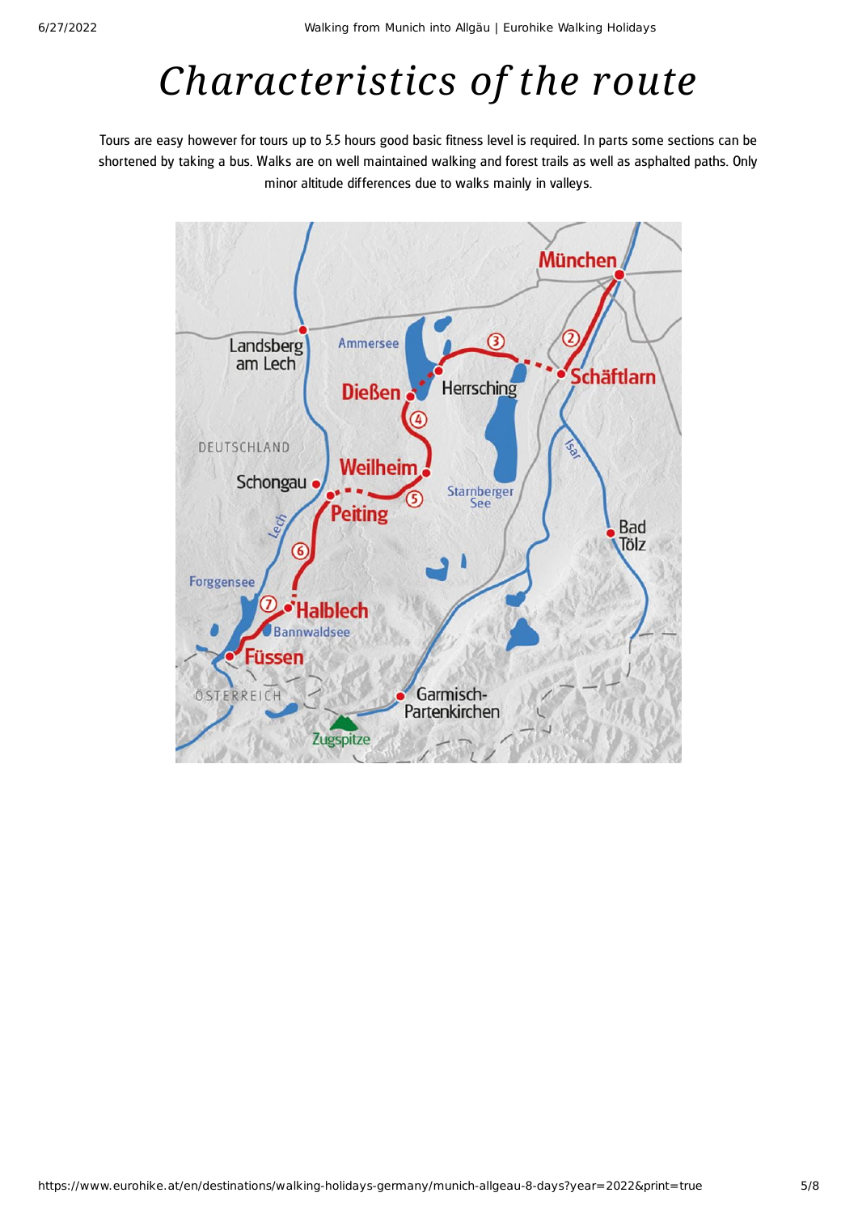# Characteristics of the route

Tours are easy however for tours up to 5.5 hours good basic fitness level is required. In parts some sections can be shortened by taking a bus. Walks are on well maintained walking and forest trails as well as asphalted paths. Only minor altitude differences due to walks mainly in valleys.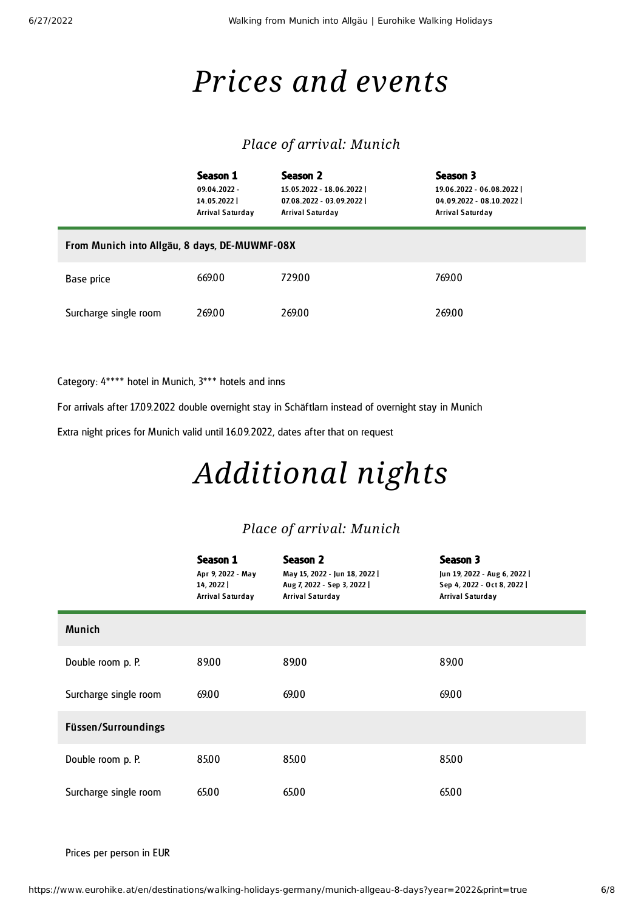# Prices and events

## Place of arrival: Munich

| | Season 1<br>09.04.2022 - 14.05.2022 \| Arrival Saturday | Season 2<br>15.05.2022 - 18.06.2022 \| 07.08.2022 - 03.09.2022 \| Arrival Saturday | Season 3<br>19.06.2022 - 06.08.2022 \| 04.09.2022 - 08.10.2022 \| Arrival Saturday |
|---|---|---|---|
| **From Munich into Allgäu, 8 days, DE-MUWMF-08X** | | | |
| Base price | 669.00 | 729.00 | 769.00 |
| Surcharge single room | 269.00 | 269.00 | 269.00 |

Category: 4**** hotel in Munich, 3*** hotels and inns

For arrivals after 17.09.2022 double overnight stay in Schäftlarn instead of overnight stay in Munich

Extra night prices for Munich valid until 16.09.2022, dates after that on request

# Additional nights

## Place of arrival: Munich

| | Season 1<br>Apr 9, 2022 - May 14, 2022 \| Arrival Saturday | Season 2<br>May 15, 2022 - Jun 18, 2022 \| Aug 7, 2022 - Sep 3, 2022 \| Arrival Saturday | Season 3<br>Jun 19, 2022 - Aug 6, 2022 \| Sep 4, 2022 - Oct 8, 2022 \| Arrival Saturday |
|---|---|---|---|
| **Munich** | | | |
| Double room p. P. | 89.00 | 89.00 | 89.00 |
| Surcharge single room | 69.00 | 69.00 | 69.00 |
| **Füssen/Surroundings** | | | |
| Double room p. P. | 85.00 | 85.00 | 85.00 |
| Surcharge single room | 65.00 | 65.00 | 65.00 |

Prices per person in EUR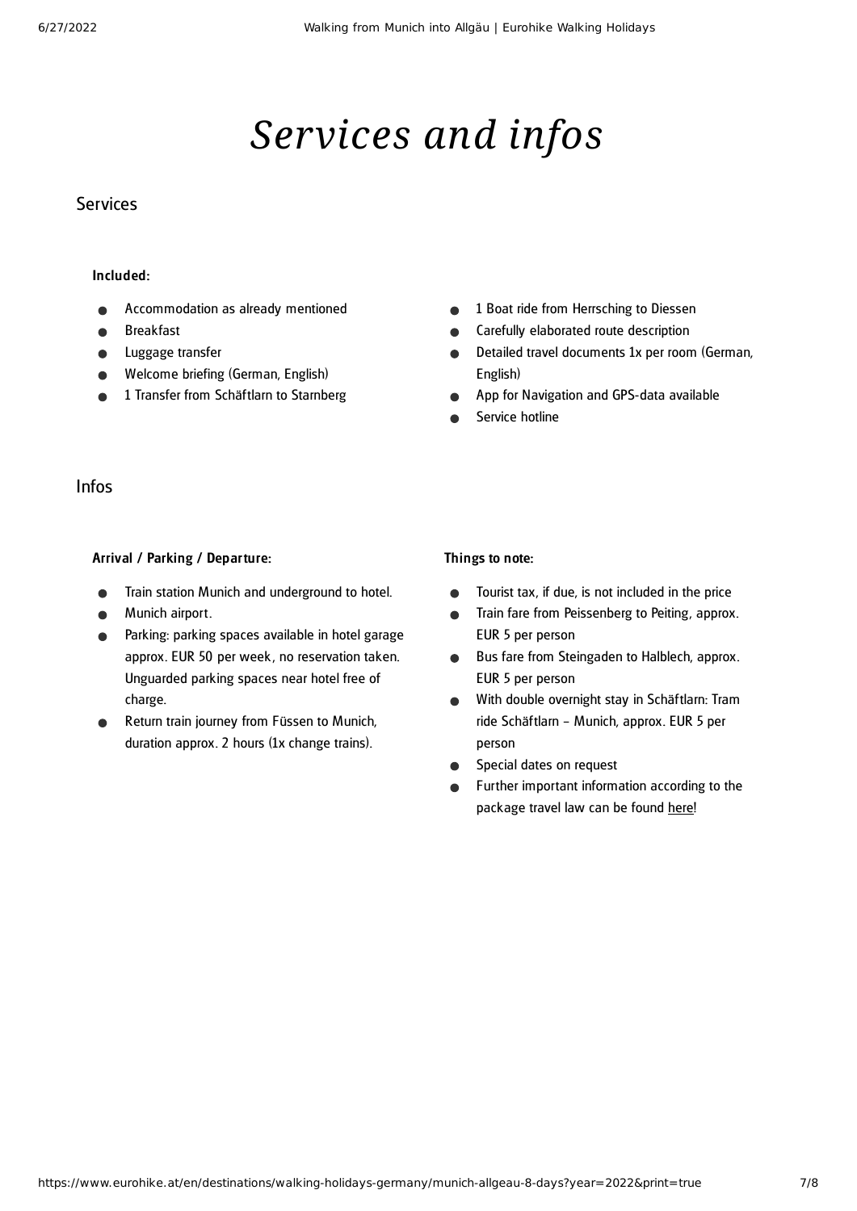# *Services and infos*

## Services

**Included:**

- Accommodation as already mentioned
- Breakfast
- Luggage transfer
- Welcome briefing (German, English)
- 1 Transfer from Schäftlarn to Starnberg
- 1 Boat ride from Herrsching to Diessen
- Carefully elaborated route description
- Detailed travel documents 1x per room (German, English)
- App for Navigation and GPS-data available
- Service hotline

## Infos

**Arrival / Parking / Departure:**

- Train station Munich and underground to hotel.
- Munich airport.
- Parking: parking spaces available in hotel garage approx. EUR 50 per week, no reservation taken. Unguarded parking spaces near hotel free of charge.
- Return train journey from Füssen to Munich, duration approx. 2 hours (1x change trains).

**Things to note:**

- Tourist tax, if due, is not included in the price
- Train fare from Peissenberg to Peiting, approx. EUR 5 per person
- Bus fare from Steingaden to Halblech, approx. EUR 5 per person
- With double overnight stay in Schäftlarn: Tram ride Schäftlarn – Munich, approx. EUR 5 per person
- Special dates on request
- Further important information according to the package travel law can be found here!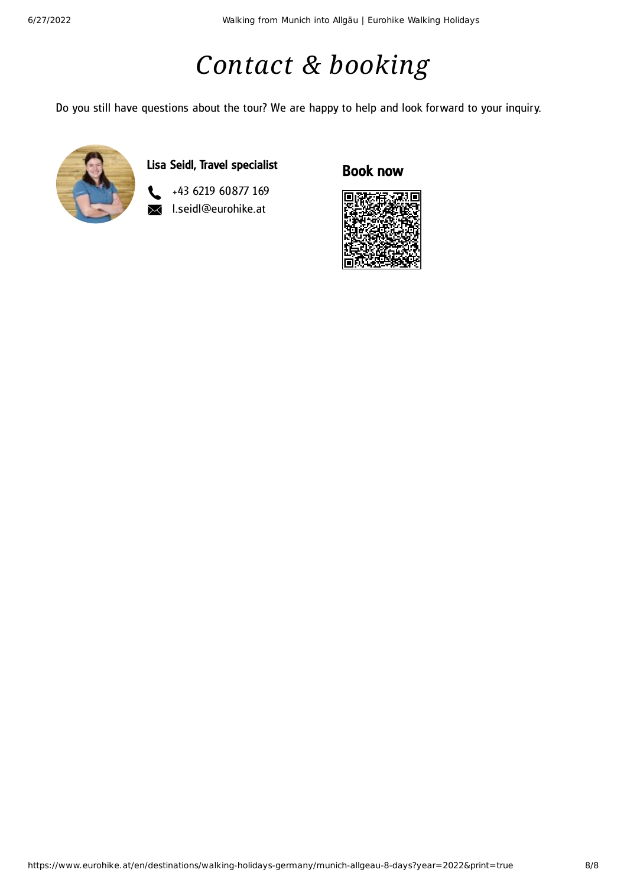# *Contact & booking*

Do you still have questions about the tour? We are happy to help and look forward to your inquiry.

**Lisa Seidl, Travel specialist**

+43 6219 60877 169

l.seidl@eurohike.at

**Book now**